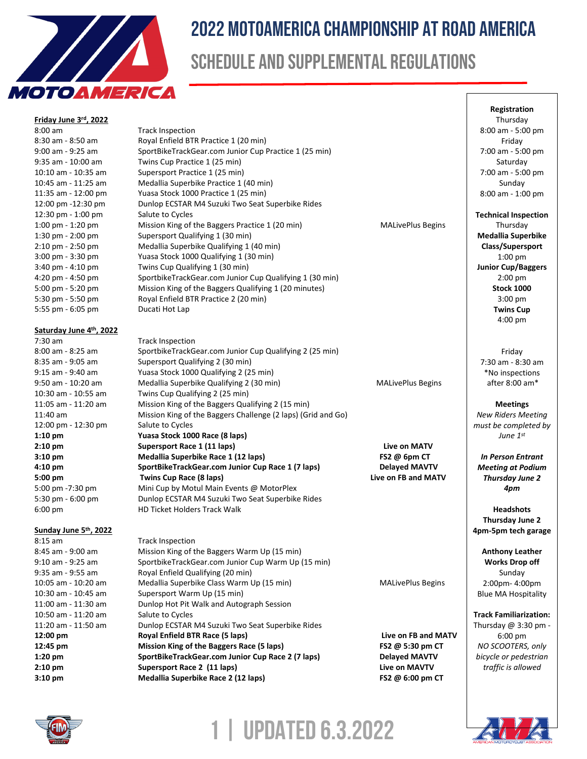# 2022 MOTOAMERICA CHAMPIONSHIP AT ROAD AMERICA

## SCHEDULE AND SUPPLEMENTAL REGULATIONS

### Friday June 3rd, 2022

| Time | Event | |
|---|---|---|
| 8:00 am | Track Inspection | |
| 8:30 am - 8:50 am | Royal Enfield BTR Practice 1 (20 min) | |
| 9:00 am - 9:25 am | SportBikeTrackGear.com Junior Cup Practice 1 (25 min) | |
| 9:35 am - 10:00 am | Twins Cup Practice 1 (25 min) | |
| 10:10 am - 10:35 am | Supersport Practice 1 (25 min) | |
| 10:45 am - 11:25 am | Medallia Superbike Practice 1 (40 min) | |
| 11:35 am - 12:00 pm | Yuasa Stock 1000 Practice 1 (25 min) | |
| 12:00 pm -12:30 pm | Dunlop ECSTAR M4 Suzuki Two Seat Superbike Rides | |
| 12:30 pm - 1:00 pm | Salute to Cycles | |
| 1:00 pm - 1:20 pm | Mission King of the Baggers Practice 1 (20 min) | MALivePlus Begins |
| 1:30 pm - 2:00 pm | Supersport Qualifying 1 (30 min) | |
| 2:10 pm - 2:50 pm | Medallia Superbike Qualifying 1 (40 min) | |
| 3:00 pm - 3:30 pm | Yuasa Stock 1000 Qualifying 1 (30 min) | |
| 3:40 pm - 4:10 pm | Twins Cup Qualifying 1 (30 min) | |
| 4:20 pm - 4:50 pm | SportbikeTrackGear.com Junior Cup Qualifying 1 (30 min) | |
| 5:00 pm - 5:20 pm | Mission King of the Baggers Qualifying 1 (20 minutes) | |
| 5:30 pm - 5:50 pm | Royal Enfield BTR Practice 2 (20 min) | |
| 5:55 pm - 6:05 pm | Ducati Hot Lap | |

### Saturday June 4th, 2022

| Time | Event | |
|---|---|---|
| 7:30 am | Track Inspection | |
| 8:00 am - 8:25 am | SportbikeTrackGear.com Junior Cup Qualifying 2 (25 min) | |
| 8:35 am - 9:05 am | Supersport Qualifying 2 (30 min) | |
| 9:15 am - 9:40 am | Yuasa Stock 1000 Qualifying 2 (25 min) | |
| 9:50 am - 10:20 am | Medallia Superbike Qualifying 2 (30 min) | MALivePlus Begins |
| 10:30 am - 10:55 am | Twins Cup Qualifying 2 (25 min) | |
| 11:05 am - 11:20 am | Mission King of the Baggers Qualifying 2 (15 min) | |
| 11:40 am | Mission King of the Baggers Challenge (2 laps) (Grid and Go) | |
| 12:00 pm - 12:30 pm | Salute to Cycles | |
| **1:10 pm** | **Yuasa Stock 1000 Race (8 laps)** | |
| **2:10 pm** | **Supersport Race 1 (11 laps)** | **Live on MATV** |
| **3:10 pm** | **Medallia Superbike Race 1 (12 laps)** | **FS2 @ 6pm CT** |
| **4:10 pm** | **SportBikeTrackGear.com Junior Cup Race 1 (7 laps)** | **Delayed MAVTV** |
| **5:00 pm** | **Twins Cup Race (8 laps)** | **Live on FB and MATV** |
| 5:00 pm -7:30 pm | Mini Cup by Motul Main Events @ MotorPlex | |
| 5:30 pm - 6:00 pm | Dunlop ECSTAR M4 Suzuki Two Seat Superbike Rides | |
| 6:00 pm | HD Ticket Holders Track Walk | |

### Sunday June 5th, 2022

| Time | Event | |
|---|---|---|
| 8:15 am | Track Inspection | |
| 8:45 am - 9:00 am | Mission King of the Baggers Warm Up (15 min) | |
| 9:10 am - 9:25 am | SportbikeTrackGear.com Junior Cup Warm Up (15 min) | |
| 9:35 am - 9:55 am | Royal Enfield Qualifying (20 min) | |
| 10:05 am - 10:20 am | Medallia Superbike Class Warm Up (15 min) | MALivePlus Begins |
| 10:30 am - 10:45 am | Supersport Warm Up (15 min) | |
| 11:00 am - 11:30 am | Dunlop Hot Pit Walk and Autograph Session | |
| 10:50 am - 11:20 am | Salute to Cycles | |
| 11:20 am - 11:50 am | Dunlop ECSTAR M4 Suzuki Two Seat Superbike Rides | |
| **12:00 pm** | **Royal Enfield BTR Race (5 laps)** | **Live on FB and MATV** |
| **12:45 pm** | **Mission King of the Baggers Race (5 laps)** | **FS2 @ 5:30 pm CT** |
| **1:20 pm** | **SportBikeTrackGear.com Junior Cup Race 2 (7 laps)** | **Delayed MAVTV** |
| **2:10 pm** | **Supersport Race 2 (11 laps)** | **Live on MAVTV** |
| **3:10 pm** | **Medallia Superbike Race 2 (12 laps)** | **FS2 @ 6:00 pm CT** |

**Registration**
Thursday
8:00 am - 5:00 pm
Friday
7:00 am - 5:00 pm
Saturday
7:00 am - 5:00 pm
Sunday
8:00 am - 1:00 pm

**Technical Inspection**
Thursday
**Medallia Superbike Class/Supersport**
1:00 pm
**Junior Cup/Baggers**
2:00 pm
**Stock 1000**
3:00 pm
**Twins Cup**
4:00 pm

Friday
7:30 am - 8:30 am
*No inspections after 8:00 am*

**Meetings**
*New Riders Meeting must be completed by June 1st*

***In Person Entrant Meeting at Podium Thursday June 2 4pm***

**Headshots**
**Thursday June 2**
**4pm-5pm tech garage**

**Anthony Leather Works Drop off**
Sunday
2:00pm- 4:00pm
Blue MA Hospitality

**Track Familiarization:**
Thursday @ 3:30 pm - 6:00 pm
*NO SCOOTERS, only bicycle or pedestrian traffic is allowed*

UPDATED 6.3.2022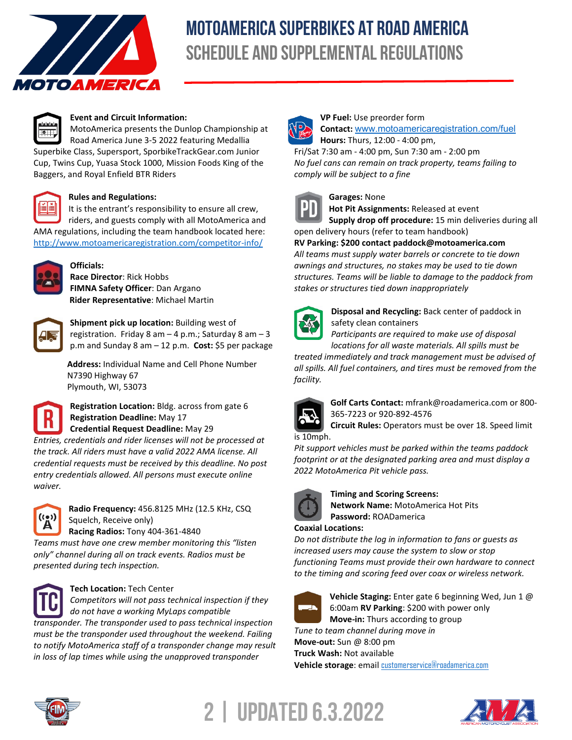# MOTOAMERICA SUPERBIKES AT ROAD AMERICA
## SCHEDULE AND SUPPLEMENTAL REGULATIONS

**Event and Circuit Information:**
MotoAmerica presents the Dunlop Championship at Road America June 3-5 2022 featuring Medallia Superbike Class, Supersport, SporbikeTrackGear.com Junior Cup, Twins Cup, Yuasa Stock 1000, Mission Foods King of the Baggers, and Royal Enfield BTR Riders

**Rules and Regulations:**
It is the entrant's responsibility to ensure all crew, riders, and guests comply with all MotoAmerica and AMA regulations, including the team handbook located here: http://www.motoamericaregistration.com/competitor-info/

**Officials:**
**Race Director**: Rick Hobbs
**FIMNA Safety Officer**: Dan Argano
**Rider Representative**: Michael Martin

**Shipment pick up location:** Building west of registration. Friday 8 am – 4 p.m.; Saturday 8 am – 3 p.m and Sunday 8 am – 12 p.m. **Cost:** $5 per package

**Address:** Individual Name and Cell Phone Number
N7390 Highway 67
Plymouth, WI, 53073

**Registration Location:** Bldg. across from gate 6
**Registration Deadline:** May 17
**Credential Request Deadline:** May 29
*Entries, credentials and rider licenses will not be processed at the track. All riders must have a valid 2022 AMA license. All credential requests must be received by this deadline. No post entry credentials allowed. All persons must execute online waiver.*

**Radio Frequency:** 456.8125 MHz (12.5 KHz, CSQ Squelch, Receive only)
**Racing Radios:** Tony 404-361-4840
*Teams must have one crew member monitoring this "listen only" channel during all on track events. Radios must be presented during tech inspection.*

**Tech Location:** Tech Center
*Competitors will not pass technical inspection if they do not have a working MyLaps compatible transponder. The transponder used to pass technical inspection must be the transponder used throughout the weekend. Failing to notify MotoAmerica staff of a transponder change may result in loss of lap times while using the unapproved transponder*

**VP Fuel:** Use preorder form
**Contact:** www.motoamericaregistration.com/fuel
**Hours:** Thurs, 12:00 - 4:00 pm, Fri/Sat 7:30 am - 4:00 pm, Sun 7:30 am - 2:00 pm
*No fuel cans can remain on track property, teams failing to comply will be subject to a fine*

**Garages:** None
**Hot Pit Assignments:** Released at event
**Supply drop off procedure:** 15 min deliveries during all open delivery hours (refer to team handbook)
**RV Parking: $200 contact paddock@motoamerica.com**
*All teams must supply water barrels or concrete to tie down awnings and structures, no stakes may be used to tie down structures. Teams will be liable to damage to the paddock from stakes or structures tied down inappropriately*

**Disposal and Recycling:** Back center of paddock in safety clean containers
*Participants are required to make use of disposal locations for all waste materials. All spills must be treated immediately and track management must be advised of all spills. All fuel containers, and tires must be removed from the facility.*

**Golf Carts Contact:** mfrank@roadamerica.com or 800-365-7223 or 920-892-4576
**Circuit Rules:** Operators must be over 18. Speed limit is 10mph.
*Pit support vehicles must be parked within the teams paddock footprint or at the designated parking area and must display a 2022 MotoAmerica Pit vehicle pass.*

**Timing and Scoring Screens:**
**Network Name:** MotoAmerica Hot Pits
**Password:** ROADamerica
**Coaxial Locations:**
*Do not distribute the log in information to fans or guests as increased users may cause the system to slow or stop functioning Teams must provide their own hardware to connect to the timing and scoring feed over coax or wireless network.*

**Vehicle Staging:** Enter gate 6 beginning Wed, Jun 1 @ 6:00am **RV Parking**: $200 with power only
**Move-in:** Thurs according to group
*Tune to team channel during move in*
**Move-out:** Sun @ 8:00 pm
**Truck Wash:** Not available
**Vehicle storage**: email customerservice@roadamerica.com

UPDATED 6.3.2022